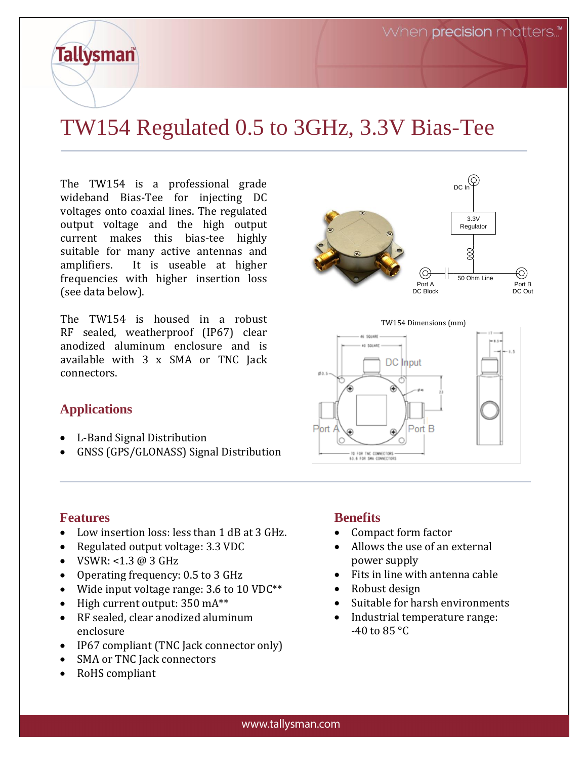# TW154 Regulated 0.5 to 3GHz, 3.3V Bias-Tee

The TW154 is a professional grade wideband Bias-Tee for injecting DC voltages onto coaxial lines. The regulated output voltage and the high output current makes this bias-tee highly suitable for many active antennas and amplifiers. It is useable at higher frequencies with higher insertion loss (see data below).

The TW154 is housed in a robust RF sealed, weatherproof (IP67) clear anodized aluminum enclosure and is available with 3 x SMA or TNC Jack connectors.

## Applications

- L-Band Signal Distribution
- GNSS (GPS/GLONASS) Signal Distribution

TW154 Dimensions (mm)

## Features

- Low insertion loss: less than 1 dB at 3 GHz.
- Regulated output voltage: 3.3 VDC
- VSWR: <1.3 @ 3 GHz
- Operating frequency: 0.5 to 3 GHz
- Wide input voltage range: 3.6 to 10 VDC**
- High current output: 350 mA**
- RF sealed, clear anodized aluminum enclosure
- IP67 compliant (TNC Jack connector only)
- SMA or TNC Jack connectors
- RoHS compliant

## Benefits

- Compact form factor
- Allows the use of an external power supply
- Fits in line with antenna cable
- Robust design
- Suitable for harsh environments
- Industrial temperature range: -40 to 85 °C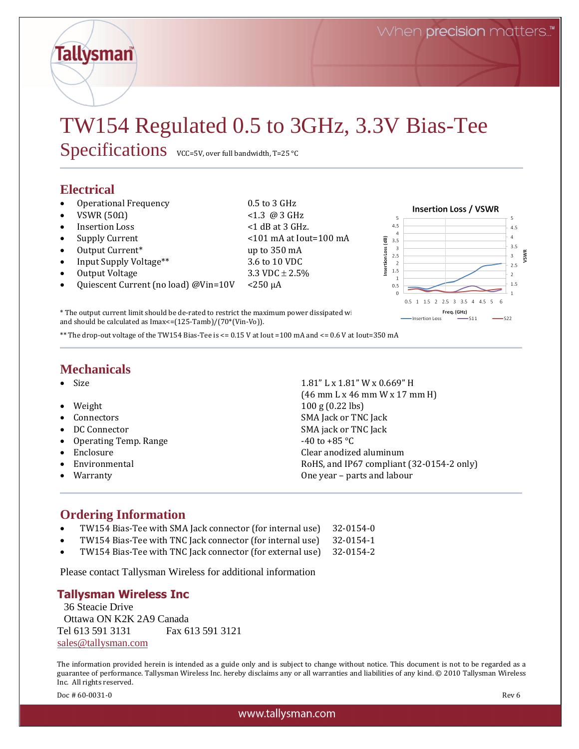# TW154 Regulated 0.5 to 3GHz, 3.3V Bias-Tee

## Specifications

VCC=5V, over full bandwidth, T=25 °C

### Electrical

| | |
|---|---|
| Operational Frequency | 0.5 to 3 GHz |
| VSWR (50Ω) | <1.3 @ 3 GHz |
| Insertion Loss | <1 dB at 3 GHz. |
| Supply Current | <101 mA at Iout=100 mA |
| Output Current* | up to 350 mA |
| Input Supply Voltage** | 3.6 to 10 VDC |
| Output Voltage | 3.3 VDC ± 2.5% |
| Quiescent Current (no load) @Vin=10V | <250 µA |

Insertion Loss / VSWR

Insertion Loss (dB)

5
4.5
4
3.5
3
2.5
2
1.5
1
0.5
0

VSWR

5
4.5
4
3.5
3
2.5
2
1.5
1

0.5 1 1.5 2 2.5 3 3.5 4 4.5 5 6

Freq. (GHz)

Insertion Loss S11 S22

\* The output current limit should be de-rated to restrict the maximum power dissipated wi and should be calculated as Imax<=(125-Tamb)/(70*(Vin-Vo)).

\*\* The drop-out voltage of the TW154 Bias-Tee is <= 0.15 V at Iout =100 mA and <= 0.6 V at Iout=350 mA

### Mechanicals

| | |
|---|---|
| Size | 1.81" L x 1.81" W x 0.669" H (46 mm L x 46 mm W x 17 mm H) |
| Weight | 100 g (0.22 lbs) |
| Connectors | SMA Jack or TNC Jack |
| DC Connector | SMA jack or TNC Jack |
| Operating Temp. Range | -40 to +85 °C |
| Enclosure | Clear anodized aluminum |
| Environmental | RoHS, and IP67 compliant (32-0154-2 only) |
| Warranty | One year – parts and labour |

### Ordering Information

| | |
|---|---|
| TW154 Bias-Tee with SMA Jack connector (for internal use) | 32-0154-0 |
| TW154 Bias-Tee with TNC Jack connector (for internal use) | 32-0154-1 |
| TW154 Bias-Tee with TNC Jack connector (for external use) | 32-0154-2 |

Please contact Tallysman Wireless for additional information

**Tallysman Wireless Inc**

36 Steacie Drive
Ottawa ON K2K 2A9 Canada
Tel 613 591 3131 Fax 613 591 3121
sales@tallysman.com

The information provided herein is intended as a guide only and is subject to change without notice. This document is not to be regarded as a guarantee of performance. Tallysman Wireless Inc. hereby disclaims any or all warranties and liabilities of any kind. © 2010 Tallysman Wireless Inc. All rights reserved.

Doc # 60-0031-0 Rev 6